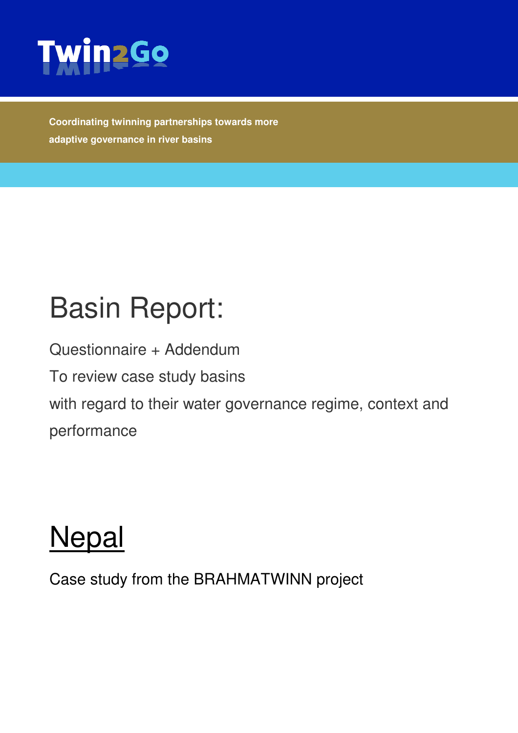# Twin2Go

**Coordinating twinning partnerships towards more adaptive governance in river basins**

# Basin Report:

Questionnaire + Addendum

To review case study basins

with regard to their water governance regime, context and performance

# Nepal

Case study from the BRAHMATWINN project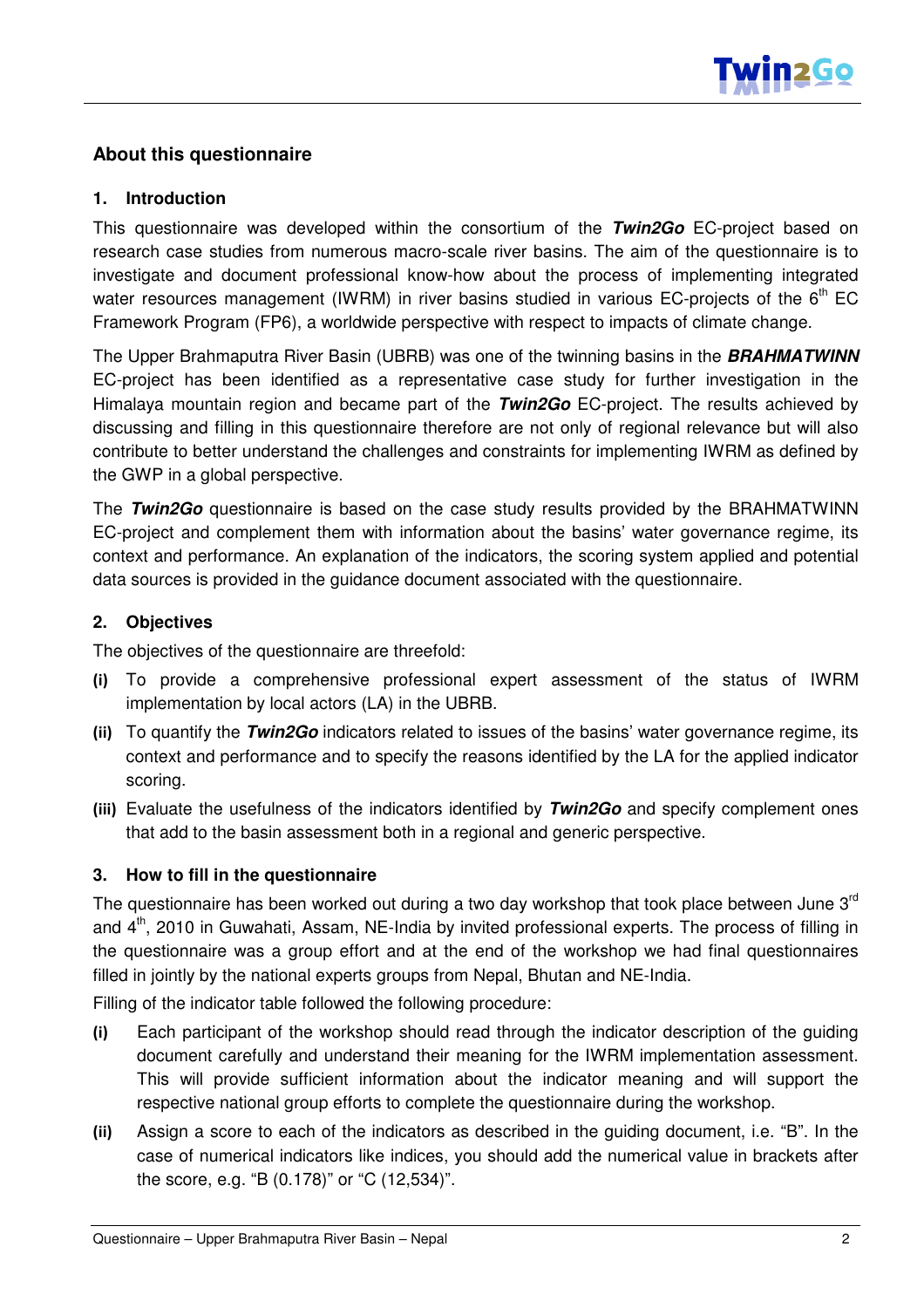## About this questionnaire

### 1. Introduction

This questionnaire was developed within the consortium of the ***Twin2Go*** EC-project based on research case studies from numerous macro-scale river basins. The aim of the questionnaire is to investigate and document professional know-how about the process of implementing integrated water resources management (IWRM) in river basins studied in various EC-projects of the 6th EC Framework Program (FP6), a worldwide perspective with respect to impacts of climate change.

The Upper Brahmaputra River Basin (UBRB) was one of the twinning basins in the ***BRAHMATWINN*** EC-project has been identified as a representative case study for further investigation in the Himalaya mountain region and became part of the ***Twin2Go*** EC-project. The results achieved by discussing and filling in this questionnaire therefore are not only of regional relevance but will also contribute to better understand the challenges and constraints for implementing IWRM as defined by the GWP in a global perspective.

The ***Twin2Go*** questionnaire is based on the case study results provided by the BRAHMATWINN EC-project and complement them with information about the basins' water governance regime, its context and performance. An explanation of the indicators, the scoring system applied and potential data sources is provided in the guidance document associated with the questionnaire.

### 2. Objectives

The objectives of the questionnaire are threefold:

**(i)** To provide a comprehensive professional expert assessment of the status of IWRM implementation by local actors (LA) in the UBRB.

**(ii)** To quantify the ***Twin2Go*** indicators related to issues of the basins' water governance regime, its context and performance and to specify the reasons identified by the LA for the applied indicator scoring.

**(iii)** Evaluate the usefulness of the indicators identified by ***Twin2Go*** and specify complement ones that add to the basin assessment both in a regional and generic perspective.

### 3. How to fill in the questionnaire

The questionnaire has been worked out during a two day workshop that took place between June 3rd and 4th, 2010 in Guwahati, Assam, NE-India by invited professional experts. The process of filling in the questionnaire was a group effort and at the end of the workshop we had final questionnaires filled in jointly by the national experts groups from Nepal, Bhutan and NE-India.

Filling of the indicator table followed the following procedure:

**(i)** Each participant of the workshop should read through the indicator description of the guiding document carefully and understand their meaning for the IWRM implementation assessment. This will provide sufficient information about the indicator meaning and will support the respective national group efforts to complete the questionnaire during the workshop.

**(ii)** Assign a score to each of the indicators as described in the guiding document, i.e. "B". In the case of numerical indicators like indices, you should add the numerical value in brackets after the score, e.g. "B (0.178)" or "C (12,534)".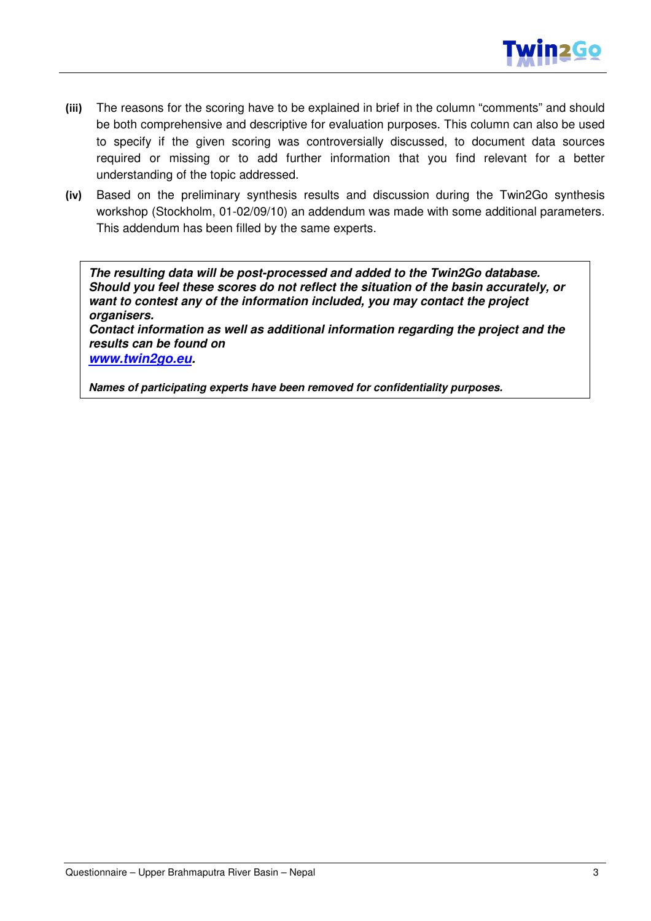**(iii)** The reasons for the scoring have to be explained in brief in the column "comments" and should be both comprehensive and descriptive for evaluation purposes. This column can also be used to specify if the given scoring was controversially discussed, to document data sources required or missing or to add further information that you find relevant for a better understanding of the topic addressed.

**(iv)** Based on the preliminary synthesis results and discussion during the Twin2Go synthesis workshop (Stockholm, 01-02/09/10) an addendum was made with some additional parameters. This addendum has been filled by the same experts.

> ***The resulting data will be post-processed and added to the Twin2Go database. Should you feel these scores do not reflect the situation of the basin accurately, or want to contest any of the information included, you may contact the project organisers.***
> ***Contact information as well as additional information regarding the project and the results can be found on [www.twin2go.eu](http://www.twin2go.eu).***
>
> ***Names of participating experts have been removed for confidentiality purposes.***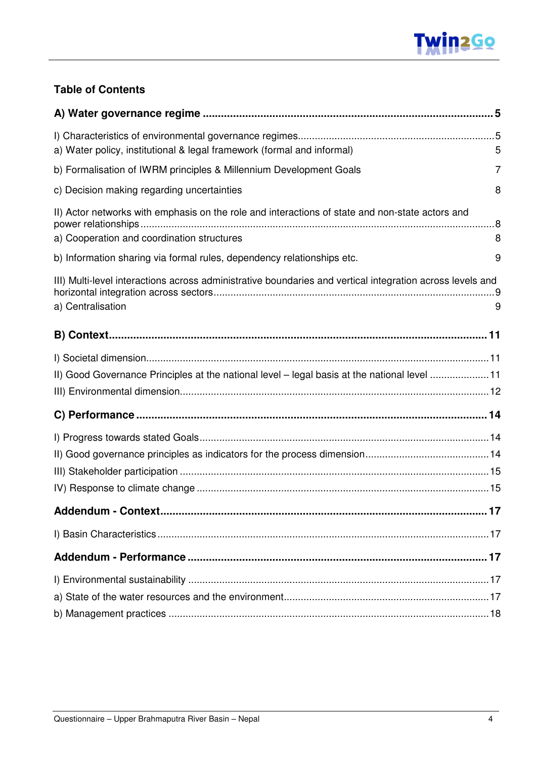## Table of Contents

**A) Water governance regime** ..... **5**

I) Characteristics of environmental governance regimes ..... 5

a) Water policy, institutional & legal framework (formal and informal) ..... 5

b) Formalisation of IWRM principles & Millennium Development Goals ..... 7

c) Decision making regarding uncertainties ..... 8

II) Actor networks with emphasis on the role and interactions of state and non-state actors and power relationships ..... 8

a) Cooperation and coordination structures ..... 8

b) Information sharing via formal rules, dependency relationships etc. ..... 9

III) Multi-level interactions across administrative boundaries and vertical integration across levels and horizontal integration across sectors ..... 9

a) Centralisation ..... 9

**B) Context** ..... **11**

I) Societal dimension ..... 11

II) Good Governance Principles at the national level – legal basis at the national level ..... 11

III) Environmental dimension ..... 12

**C) Performance** ..... **14**

I) Progress towards stated Goals ..... 14

II) Good governance principles as indicators for the process dimension ..... 14

III) Stakeholder participation ..... 15

IV) Response to climate change ..... 15

**Addendum - Context** ..... **17**

I) Basin Characteristics ..... 17

**Addendum - Performance** ..... **17**

I) Environmental sustainability ..... 17

a) State of the water resources and the environment ..... 17

b) Management practices ..... 18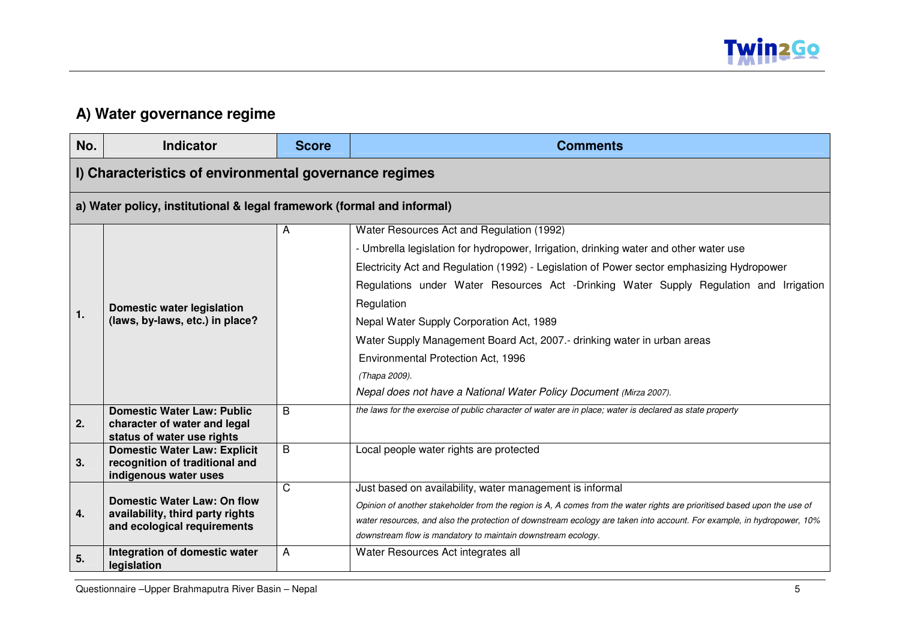## A) Water governance regime

| No. | Indicator | Score | Comments |
|---|---|---|---|
| **I) Characteristics of environmental governance regimes** | | | |
| **a) Water policy, institutional & legal framework (formal and informal)** | | | |
| **1.** | **Domestic water legislation (laws, by-laws, etc.) in place?** | A | Water Resources Act and Regulation (1992)<br>- Umbrella legislation for hydropower, Irrigation, drinking water and other water use<br>Electricity Act and Regulation (1992) - Legislation of Power sector emphasizing Hydropower<br>Regulations under Water Resources Act -Drinking Water Supply Regulation and Irrigation Regulation<br>Nepal Water Supply Corporation Act, 1989<br>Water Supply Management Board Act, 2007.- drinking water in urban areas<br>Environmental Protection Act, 1996<br>*(Thapa 2009).*<br>*Nepal does not have a National Water Policy Document (Mirza 2007).* |
| **2.** | **Domestic Water Law: Public character of water and legal status of water use rights** | B | *the laws for the exercise of public character of water are in place; water is declared as state property* |
| **3.** | **Domestic Water Law: Explicit recognition of traditional and indigenous water uses** | B | Local people water rights are protected |
| **4.** | **Domestic Water Law: On flow availability, third party rights and ecological requirements** | C | Just based on availability, water management is informal<br>*Opinion of another stakeholder from the region is A, A comes from the water rights are prioritised based upon the use of water resources, and also the protection of downstream ecology are taken into account. For example, in hydropower, 10% downstream flow is mandatory to maintain downstream ecology.* |
| **5.** | **Integration of domestic water legislation** | A | Water Resources Act integrates all |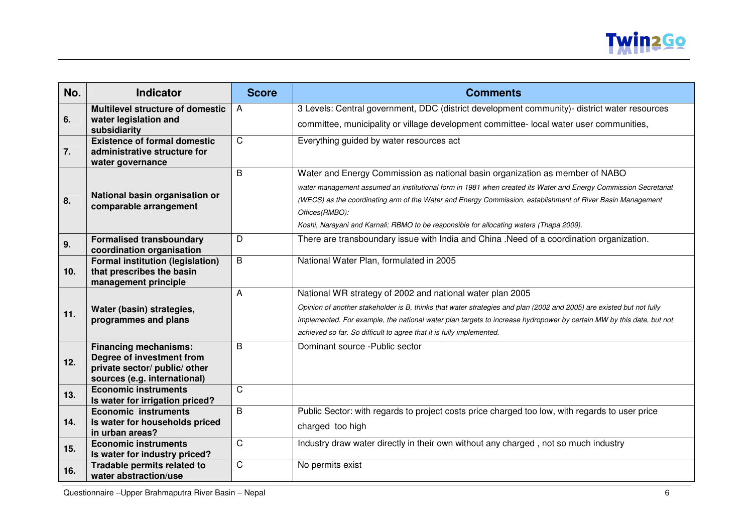| No. | Indicator | Score | Comments |
|---|---|---|---|
| 6. | **Multilevel structure of domestic water legislation and subsidiarity** | A | 3 Levels: Central government, DDC (district development community)- district water resources committee, municipality or village development committee- local water user communities, |
| 7. | **Existence of formal domestic administrative structure for water governance** | C | Everything guided by water resources act |
| 8. | **National basin organisation or comparable arrangement** | B | Water and Energy Commission as national basin organization as member of NABO<br>*water management assumed an institutional form in 1981 when created its Water and Energy Commission Secretariat (WECS) as the coordinating arm of the Water and Energy Commission, establishment of River Basin Management Offices(RMBO):*<br>*Koshi, Narayani and Karnali; RBMO to be responsible for allocating waters (Thapa 2009).* |
| 9. | **Formalised transboundary coordination organisation** | D | There are transboundary issue with India and China .Need of a coordination organization. |
| 10. | **Formal institution (legislation) that prescribes the basin management principle** | B | National Water Plan, formulated in 2005 |
| 11. | **Water (basin) strategies, programmes and plans** | A | National WR strategy of 2002 and national water plan 2005<br>*Opinion of another stakeholder is B, thinks that water strategies and plan (2002 and 2005) are existed but not fully implemented. For example, the national water plan targets to increase hydropower by certain MW by this date, but not achieved so far. So difficult to agree that it is fully implemented.* |
| 12. | **Financing mechanisms: Degree of investment from private sector/ public/ other sources (e.g. international)** | B | Dominant source -Public sector |
| 13. | **Economic instruments Is water for irrigation priced?** | C | |
| 14. | **Economic instruments Is water for households priced in urban areas?** | B | Public Sector: with regards to project costs price charged too low, with regards to user price charged too high |
| 15. | **Economic instruments Is water for industry priced?** | C | Industry draw water directly in their own without any charged , not so much industry |
| 16. | **Tradable permits related to water abstraction/use** | C | No permits exist |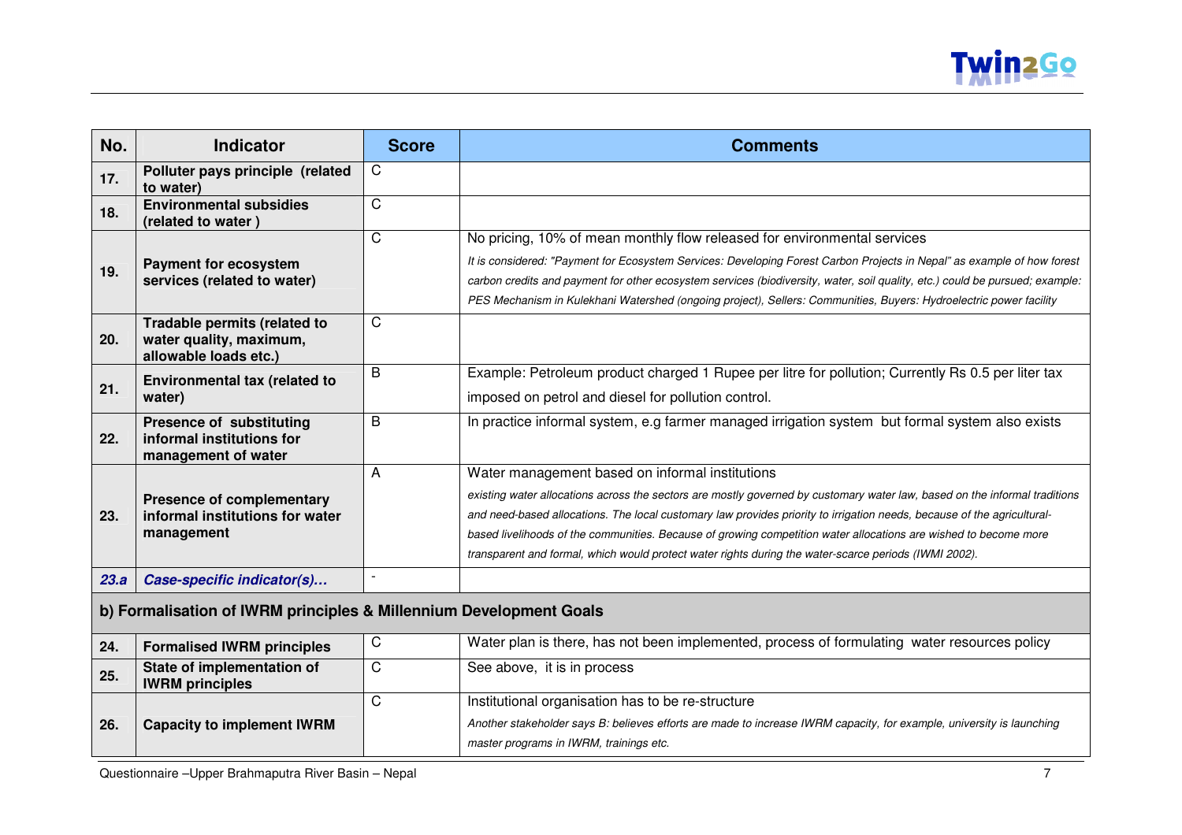| No. | Indicator | Score | Comments |
|---|---|---|---|
| **17.** | **Polluter pays principle (related to water)** | C | |
| **18.** | **Environmental subsidies (related to water )** | C | |
| **19.** | **Payment for ecosystem services (related to water)** | C | No pricing, 10% of mean monthly flow released for environmental services<br>*It is considered: "Payment for Ecosystem Services: Developing Forest Carbon Projects in Nepal" as example of how forest carbon credits and payment for other ecosystem services (biodiversity, water, soil quality, etc.) could be pursued; example: PES Mechanism in Kulekhani Watershed (ongoing project), Sellers: Communities, Buyers: Hydroelectric power facility* |
| **20.** | **Tradable permits (related to water quality, maximum, allowable loads etc.)** | C | |
| **21.** | **Environmental tax (related to water)** | B | Example: Petroleum product charged 1 Rupee per litre for pollution; Currently Rs 0.5 per liter tax imposed on petrol and diesel for pollution control. |
| **22.** | **Presence of substituting informal institutions for management of water** | B | In practice informal system, e.g farmer managed irrigation system but formal system also exists |
| **23.** | **Presence of complementary informal institutions for water management** | A | Water management based on informal institutions<br>*existing water allocations across the sectors are mostly governed by customary water law, based on the informal traditions and need-based allocations. The local customary law provides priority to irrigation needs, because of the agricultural-based livelihoods of the communities. Because of growing competition water allocations are wished to become more transparent and formal, which would protect water rights during the water-scarce periods (IWMI 2002).* |
| ***23.a*** | ***Case-specific indicator(s)…*** | - | |
| **b) Formalisation of IWRM principles & Millennium Development Goals** | | | |
| **24.** | **Formalised IWRM principles** | C | Water plan is there, has not been implemented, process of formulating water resources policy |
| **25.** | **State of implementation of IWRM principles** | C | See above, it is in process |
| **26.** | **Capacity to implement IWRM** | C | Institutional organisation has to be re-structure<br>*Another stakeholder says B: believes efforts are made to increase IWRM capacity, for example, university is launching master programs in IWRM, trainings etc.* |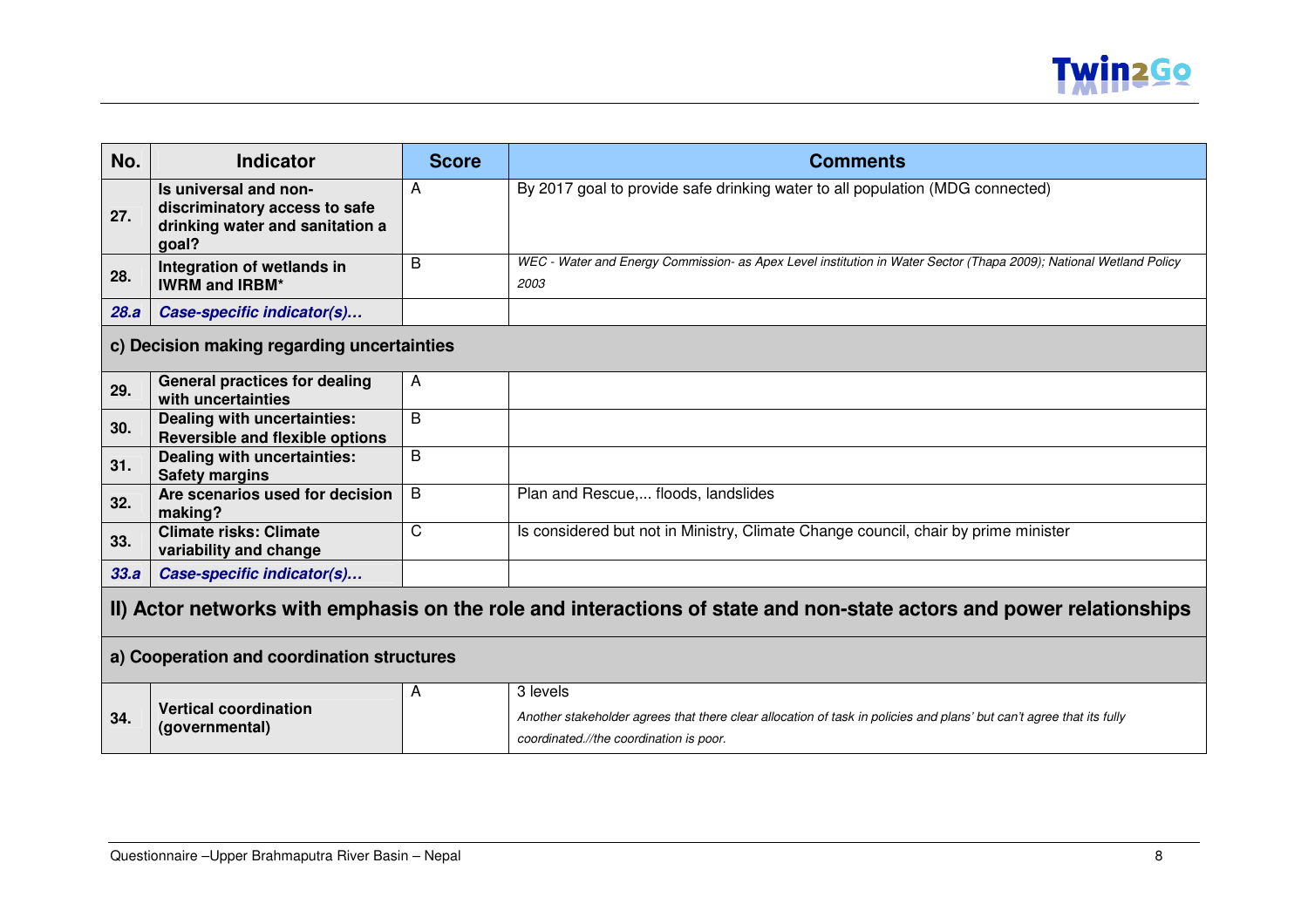| No. | Indicator | Score | Comments |
|---|---|---|---|
| 27. | **Is universal and non-discriminatory access to safe drinking water and sanitation a goal?** | A | By 2017 goal to provide safe drinking water to all population (MDG connected) |
| 28. | **Integration of wetlands in IWRM and IRBM*** | B | *WEC - Water and Energy Commission- as Apex Level institution in Water Sector (Thapa 2009); National Wetland Policy 2003* |
| *28.a* | ***Case-specific indicator(s)…*** | | |
| **c) Decision making regarding uncertainties** | | | |
| 29. | **General practices for dealing with uncertainties** | A | |
| 30. | **Dealing with uncertainties: Reversible and flexible options** | B | |
| 31. | **Dealing with uncertainties: Safety margins** | B | |
| 32. | **Are scenarios used for decision making?** | B | Plan and Rescue,... floods, landslides |
| 33. | **Climate risks: Climate variability and change** | C | Is considered but not in Ministry, Climate Change council, chair by prime minister |
| *33.a* | ***Case-specific indicator(s)…*** | | |
| **II) Actor networks with emphasis on the role and interactions of state and non-state actors and power relationships** | | | |
| **a) Cooperation and coordination structures** | | | |
| 34. | **Vertical coordination (governmental)** | A | 3 levels<br>*Another stakeholder agrees that there clear allocation of task in policies and plans' but can't agree that its fully coordinated.//the coordination is poor.* |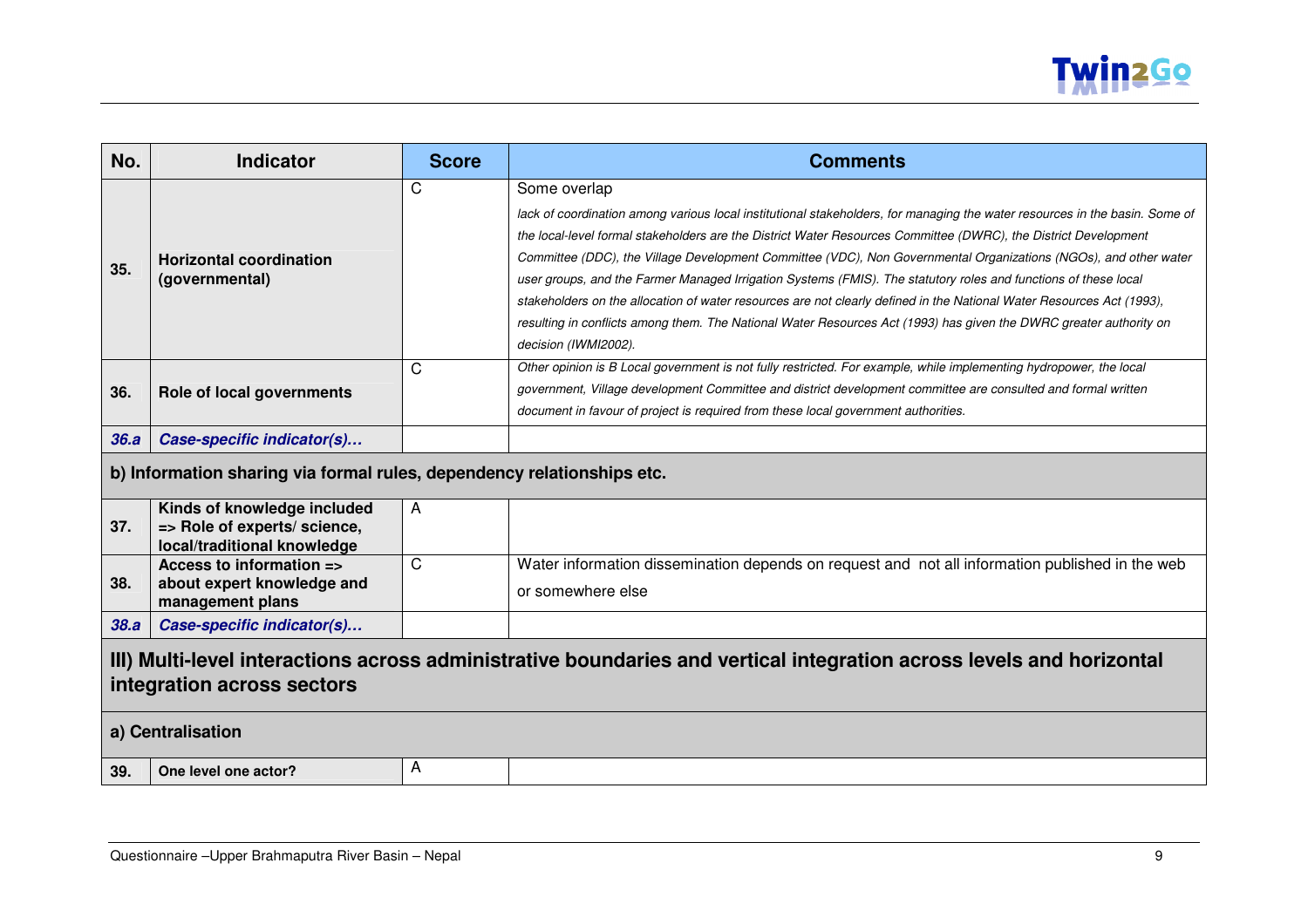| No. | Indicator | Score | Comments |
|---|---|---|---|
| **35.** | **Horizontal coordination (governmental)** | C | Some overlap *lack of coordination among various local institutional stakeholders, for managing the water resources in the basin. Some of the local-level formal stakeholders are the District Water Resources Committee (DWRC), the District Development Committee (DDC), the Village Development Committee (VDC), Non Governmental Organizations (NGOs), and other water user groups, and the Farmer Managed Irrigation Systems (FMIS). The statutory roles and functions of these local stakeholders on the allocation of water resources are not clearly defined in the National Water Resources Act (1993), resulting in conflicts among them. The National Water Resources Act (1993) has given the DWRC greater authority on decision (IWMI2002).* |
| **36.** | **Role of local governments** | C | *Other opinion is B Local government is not fully restricted. For example, while implementing hydropower, the local government, Village development Committee and district development committee are consulted and formal written document in favour of project is required from these local government authorities.* |
| ***36.a*** | ***Case-specific indicator(s)…*** | | |
| **b) Information sharing via formal rules, dependency relationships etc.** | | | |
| **37.** | **Kinds of knowledge included => Role of experts/ science, local/traditional knowledge** | A | |
| **38.** | **Access to information => about expert knowledge and management plans** | C | Water information dissemination depends on request and not all information published in the web or somewhere else |
| ***38.a*** | ***Case-specific indicator(s)…*** | | |
| **III) Multi-level interactions across administrative boundaries and vertical integration across levels and horizontal integration across sectors** | | | |
| **a) Centralisation** | | | |
| **39.** | **One level one actor?** | A | |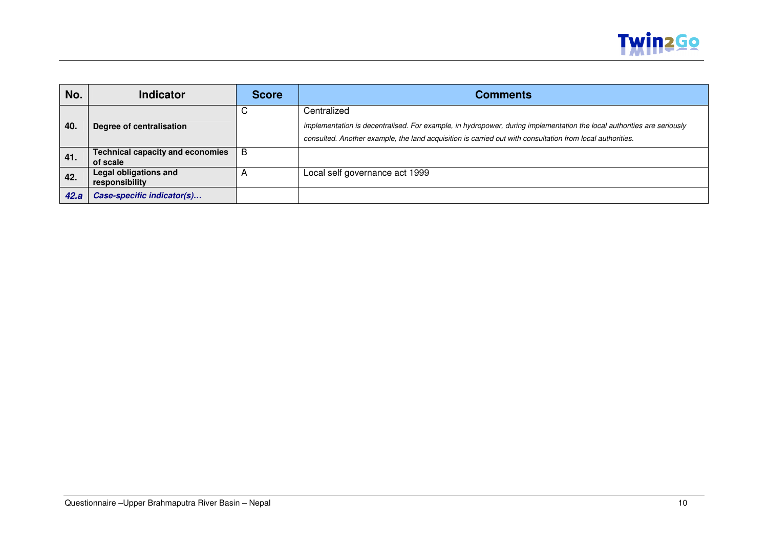| No. | Indicator | Score | Comments |
|---|---|---|---|
| **40.** | **Degree of centralisation** | C | Centralized<br>*implementation is decentralised. For example, in hydropower, during implementation the local authorities are seriously consulted. Another example, the land acquisition is carried out with consultation from local authorities.* |
| **41.** | **Technical capacity and economies of scale** | B | |
| **42.** | **Legal obligations and responsibility** | A | Local self governance act 1999 |
| ***42.a*** | ***Case-specific indicator(s)…*** | | |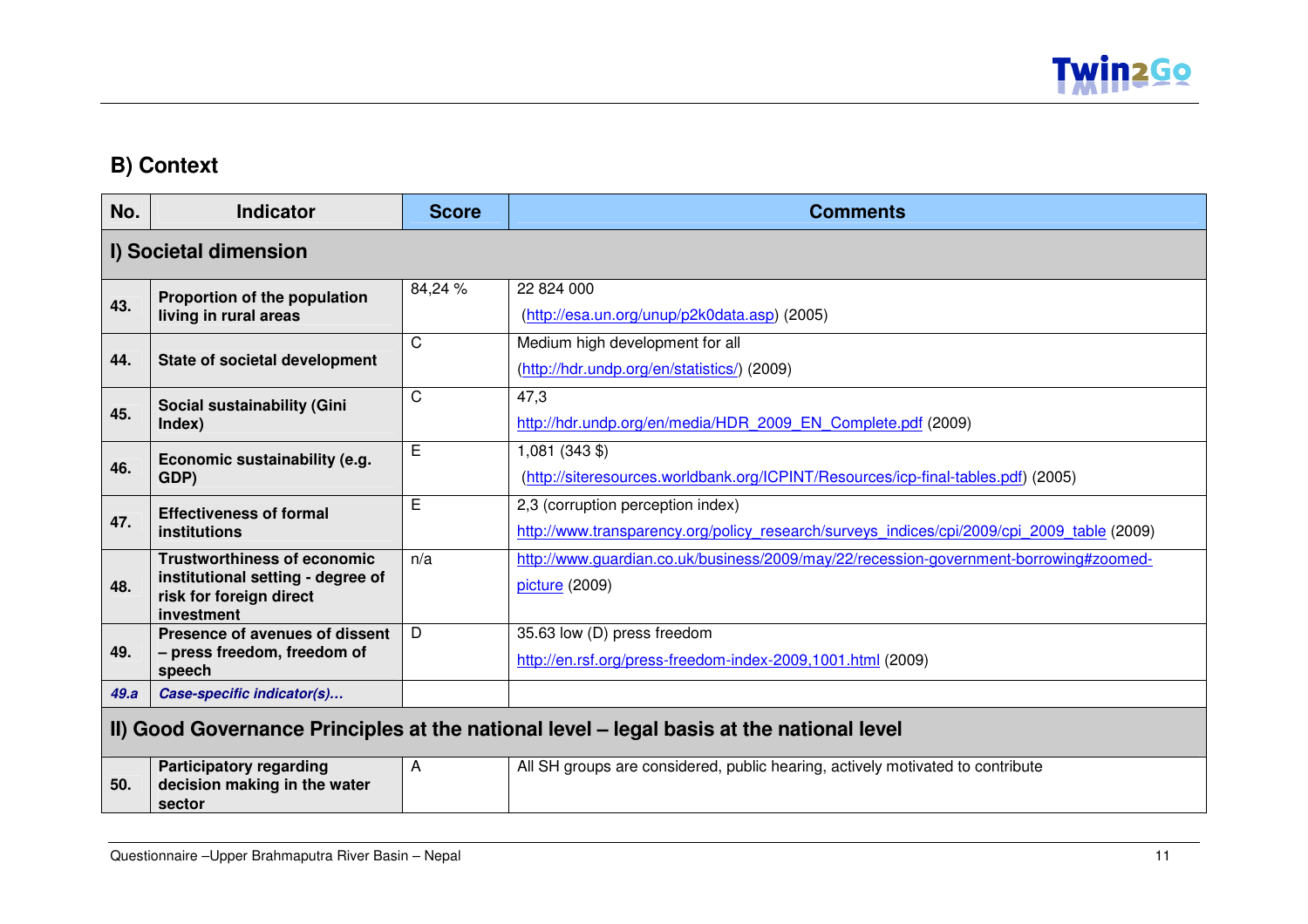## B) Context

| No. | Indicator | Score | Comments |
|---|---|---|---|
| **I) Societal dimension** | | | |
| **43.** | **Proportion of the population living in rural areas** | 84,24 % | 22 824 000 (http://esa.un.org/unup/p2k0data.asp) (2005) |
| **44.** | **State of societal development** | C | Medium high development for all (http://hdr.undp.org/en/statistics/) (2009) |
| **45.** | **Social sustainability (Gini Index)** | C | 47,3 http://hdr.undp.org/en/media/HDR_2009_EN_Complete.pdf (2009) |
| **46.** | **Economic sustainability (e.g. GDP)** | E | 1,081 (343 $) (http://siteresources.worldbank.org/ICPINT/Resources/icp-final-tables.pdf) (2005) |
| **47.** | **Effectiveness of formal institutions** | E | 2,3 (corruption perception index) http://www.transparency.org/policy_research/surveys_indices/cpi/2009/cpi_2009_table (2009) |
| **48.** | **Trustworthiness of economic institutional setting - degree of risk for foreign direct investment** | n/a | http://www.guardian.co.uk/business/2009/may/22/recession-government-borrowing#zoomed-picture (2009) |
| **49.** | **Presence of avenues of dissent – press freedom, freedom of speech** | D | 35.63 low (D) press freedom http://en.rsf.org/press-freedom-index-2009,1001.html (2009) |
| ***49.a*** | ***Case-specific indicator(s)…*** | | |
| **II) Good Governance Principles at the national level – legal basis at the national level** | | | |
| **50.** | **Participatory regarding decision making in the water sector** | A | All SH groups are considered, public hearing, actively motivated to contribute |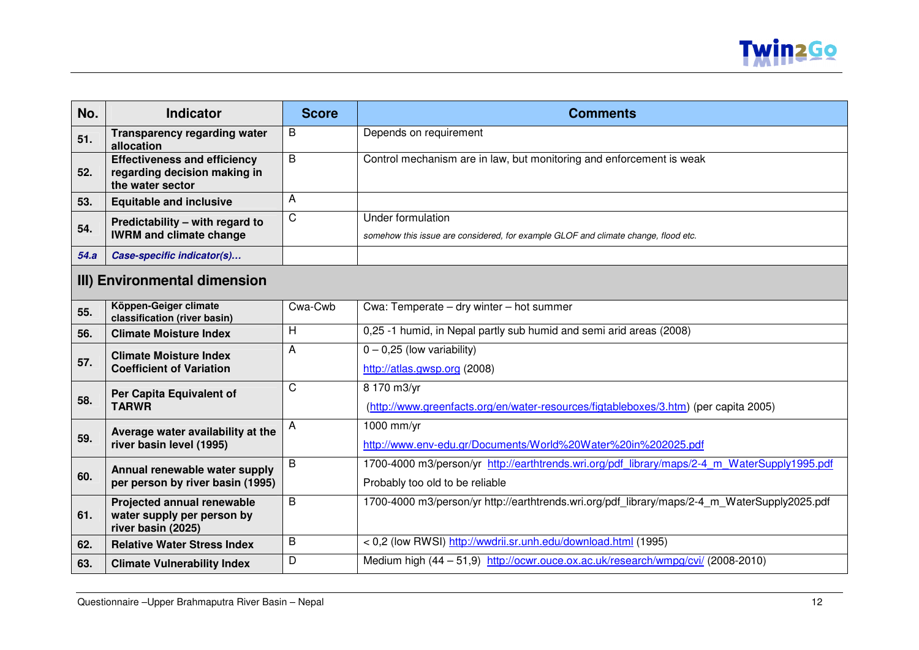| No. | Indicator | Score | Comments |
|---|---|---|---|
| 51. | **Transparency regarding water allocation** | B | Depends on requirement |
| 52. | **Effectiveness and efficiency regarding decision making in the water sector** | B | Control mechanism are in law, but monitoring and enforcement is weak |
| 53. | **Equitable and inclusive** | A | |
| 54. | **Predictability – with regard to IWRM and climate change** | C | Under formulation<br>*somehow this issue are considered, for example GLOF and climate change, flood etc.* |
| *54.a* | ***Case-specific indicator(s)...*** | | |
| **III) Environmental dimension** | | | |
| 55. | **Köppen-Geiger climate classification (river basin)** | Cwa-Cwb | Cwa: Temperate – dry winter – hot summer |
| 56. | **Climate Moisture Index** | H | 0,25 -1 humid, in Nepal partly sub humid and semi arid areas (2008) |
| 57. | **Climate Moisture Index Coefficient of Variation** | A | 0 – 0,25 (low variability)<br>http://atlas.gwsp.org (2008) |
| 58. | **Per Capita Equivalent of TARWR** | C | 8 170 m3/yr<br>(http://www.greenfacts.org/en/water-resources/figtableboxes/3.htm) (per capita 2005) |
| 59. | **Average water availability at the river basin level (1995)** | A | 1000 mm/yr<br>http://www.env-edu.gr/Documents/World%20Water%20in%202025.pdf |
| 60. | **Annual renewable water supply per person by river basin (1995)** | B | 1700-4000 m3/person/yr http://earthtrends.wri.org/pdf_library/maps/2-4_m_WaterSupply1995.pdf<br>Probably too old to be reliable |
| 61. | **Projected annual renewable water supply per person by river basin (2025)** | B | 1700-4000 m3/person/yr http://earthtrends.wri.org/pdf_library/maps/2-4_m_WaterSupply2025.pdf |
| 62. | **Relative Water Stress Index** | B | < 0,2 (low RWSI) http://wwdrii.sr.unh.edu/download.html (1995) |
| 63. | **Climate Vulnerability Index** | D | Medium high (44 – 51,9) http://ocwr.ouce.ox.ac.uk/research/wmpg/cvi/ (2008-2010) |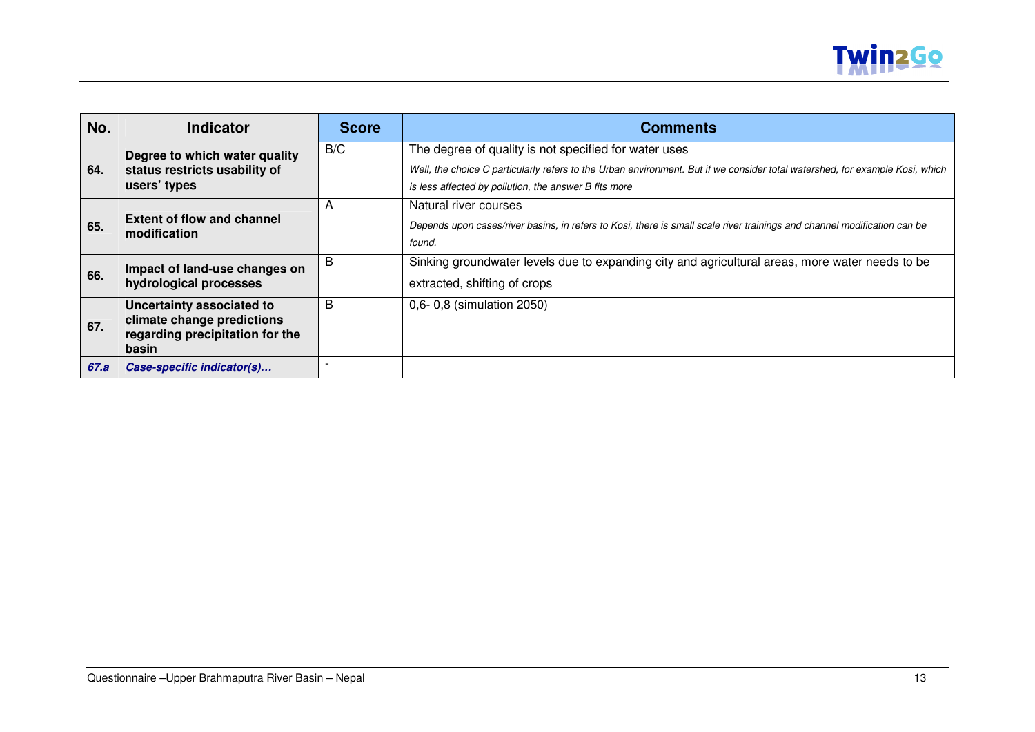| No. | Indicator | Score | Comments |
|---|---|---|---|
| **64.** | **Degree to which water quality status restricts usability of users' types** | B/C | The degree of quality is not specified for water uses<br>*Well, the choice C particularly refers to the Urban environment. But if we consider total watershed, for example Kosi, which is less affected by pollution, the answer B fits more* |
| **65.** | **Extent of flow and channel modification** | A | Natural river courses<br>*Depends upon cases/river basins, in refers to Kosi, there is small scale river trainings and channel modification can be found.* |
| **66.** | **Impact of land-use changes on hydrological processes** | B | Sinking groundwater levels due to expanding city and agricultural areas, more water needs to be extracted, shifting of crops |
| **67.** | **Uncertainty associated to climate change predictions regarding precipitation for the basin** | B | 0,6- 0,8 (simulation 2050) |
| ***67.a*** | ***Case-specific indicator(s)…*** | - | |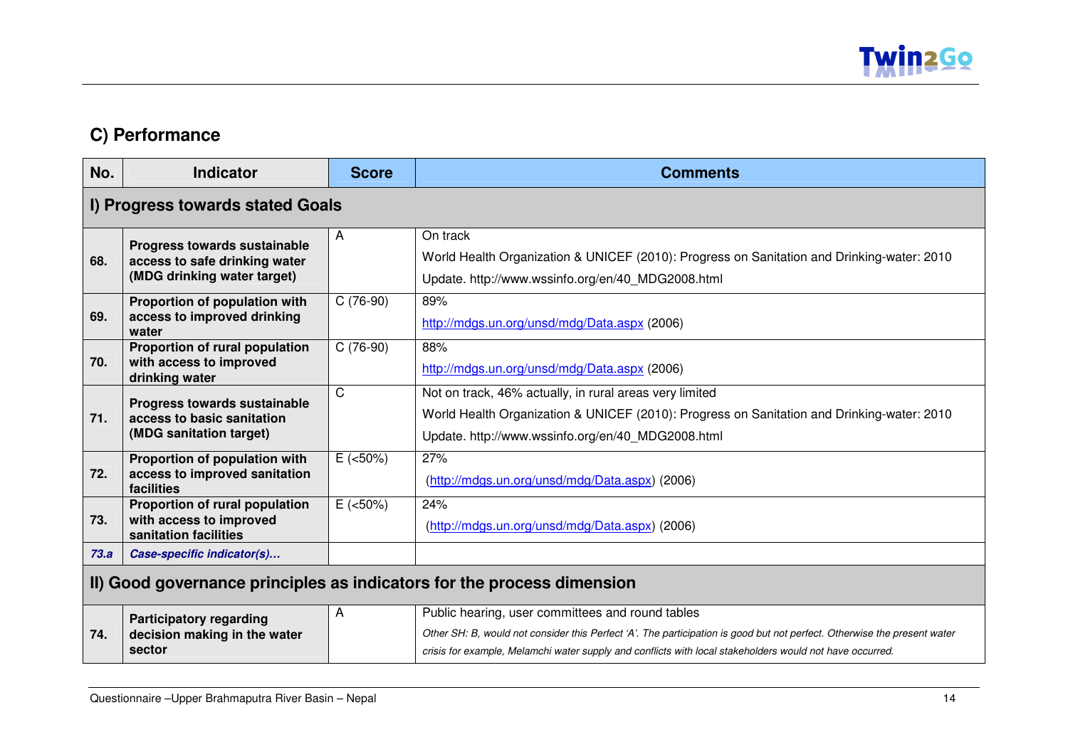## C) Performance

| No. | Indicator | Score | Comments |
|---|---|---|---|
| **I) Progress towards stated Goals** | | | |
| **68.** | **Progress towards sustainable access to safe drinking water (MDG drinking water target)** | A | On track<br>World Health Organization & UNICEF (2010): Progress on Sanitation and Drinking-water: 2010 Update. http://www.wssinfo.org/en/40_MDG2008.html |
| **69.** | **Proportion of population with access to improved drinking water** | C (76-90) | 89%<br>http://mdgs.un.org/unsd/mdg/Data.aspx (2006) |
| **70.** | **Proportion of rural population with access to improved drinking water** | C (76-90) | 88%<br>http://mdgs.un.org/unsd/mdg/Data.aspx (2006) |
| **71.** | **Progress towards sustainable access to basic sanitation (MDG sanitation target)** | C | Not on track, 46% actually, in rural areas very limited<br>World Health Organization & UNICEF (2010): Progress on Sanitation and Drinking-water: 2010 Update. http://www.wssinfo.org/en/40_MDG2008.html |
| **72.** | **Proportion of population with access to improved sanitation facilities** | E (<50%) | 27%<br>(http://mdgs.un.org/unsd/mdg/Data.aspx) (2006) |
| **73.** | **Proportion of rural population with access to improved sanitation facilities** | E (<50%) | 24%<br>(http://mdgs.un.org/unsd/mdg/Data.aspx) (2006) |
| ***73.a*** | ***Case-specific indicator(s)…*** | | |
| **II) Good governance principles as indicators for the process dimension** | | | |
| **74.** | **Participatory regarding decision making in the water sector** | A | Public hearing, user committees and round tables<br>*Other SH: B, would not consider this Perfect 'A'. The participation is good but not perfect. Otherwise the present water crisis for example, Melamchi water supply and conflicts with local stakeholders would not have occurred.* |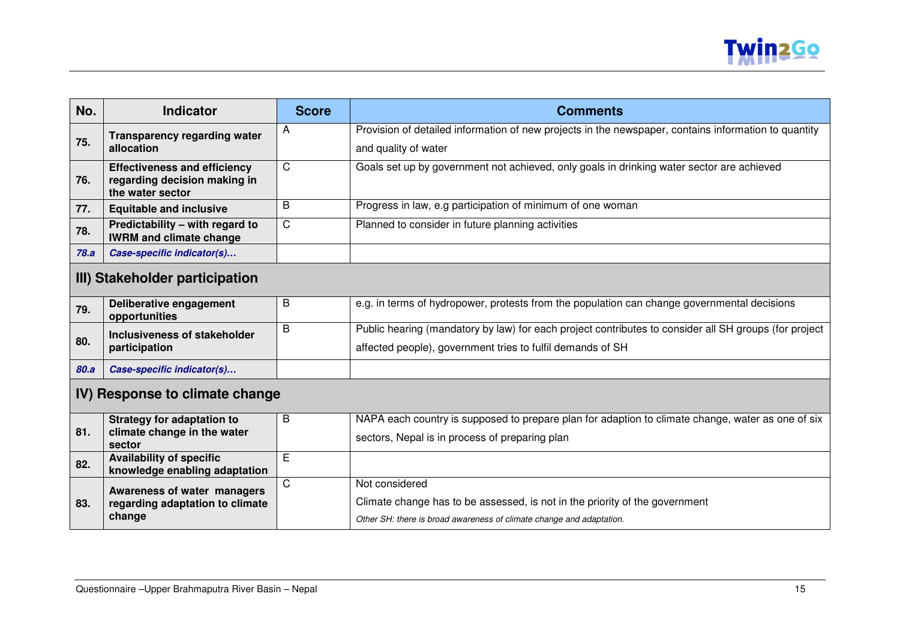| No. | Indicator | Score | Comments |
|---|---|---|---|
| **75.** | **Transparency regarding water allocation** | A | Provision of detailed information of new projects in the newspaper, contains information to quantity and quality of water |
| **76.** | **Effectiveness and efficiency regarding decision making in the water sector** | C | Goals set up by government not achieved, only goals in drinking water sector are achieved |
| **77.** | **Equitable and inclusive** | B | Progress in law, e.g participation of minimum of one woman |
| **78.** | **Predictability – with regard to IWRM and climate change** | C | Planned to consider in future planning activities |
| ***78.a*** | ***Case-specific indicator(s)…*** | | |
| **III) Stakeholder participation** | | | |
| **79.** | **Deliberative engagement opportunities** | B | e.g. in terms of hydropower, protests from the population can change governmental decisions |
| **80.** | **Inclusiveness of stakeholder participation** | B | Public hearing (mandatory by law) for each project contributes to consider all SH groups (for project affected people), government tries to fulfil demands of SH |
| ***80.a*** | ***Case-specific indicator(s)…*** | | |
| **IV) Response to climate change** | | | |
| **81.** | **Strategy for adaptation to climate change in the water sector** | B | NAPA each country is supposed to prepare plan for adaption to climate change, water as one of six sectors, Nepal is in process of preparing plan |
| **82.** | **Availability of specific knowledge enabling adaptation** | E | |
| **83.** | **Awareness of water managers regarding adaptation to climate change** | C | Not considered<br>Climate change has to be assessed, is not in the priority of the government<br>*Other SH: there is broad awareness of climate change and adaptation.* |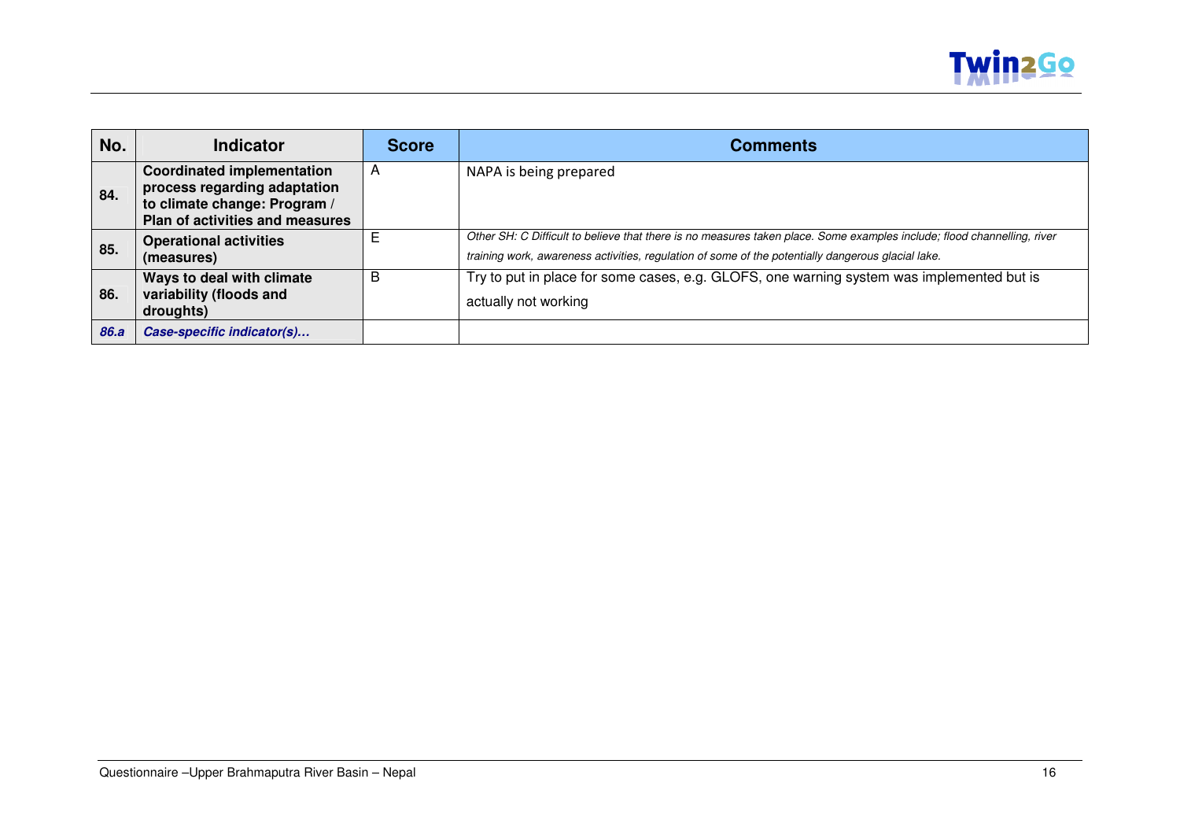| No. | Indicator | Score | Comments |
|---|---|---|---|
| **84.** | **Coordinated implementation process regarding adaptation to climate change: Program / Plan of activities and measures** | A | NAPA is being prepared |
| **85.** | **Operational activities (measures)** | E | *Other SH: C Difficult to believe that there is no measures taken place. Some examples include; flood channelling, river training work, awareness activities, regulation of some of the potentially dangerous glacial lake.* |
| **86.** | **Ways to deal with climate variability (floods and droughts)** | B | Try to put in place for some cases, e.g. GLOFS, one warning system was implemented but is actually not working |
| ***86.a*** | ***Case-specific indicator(s)…*** | | |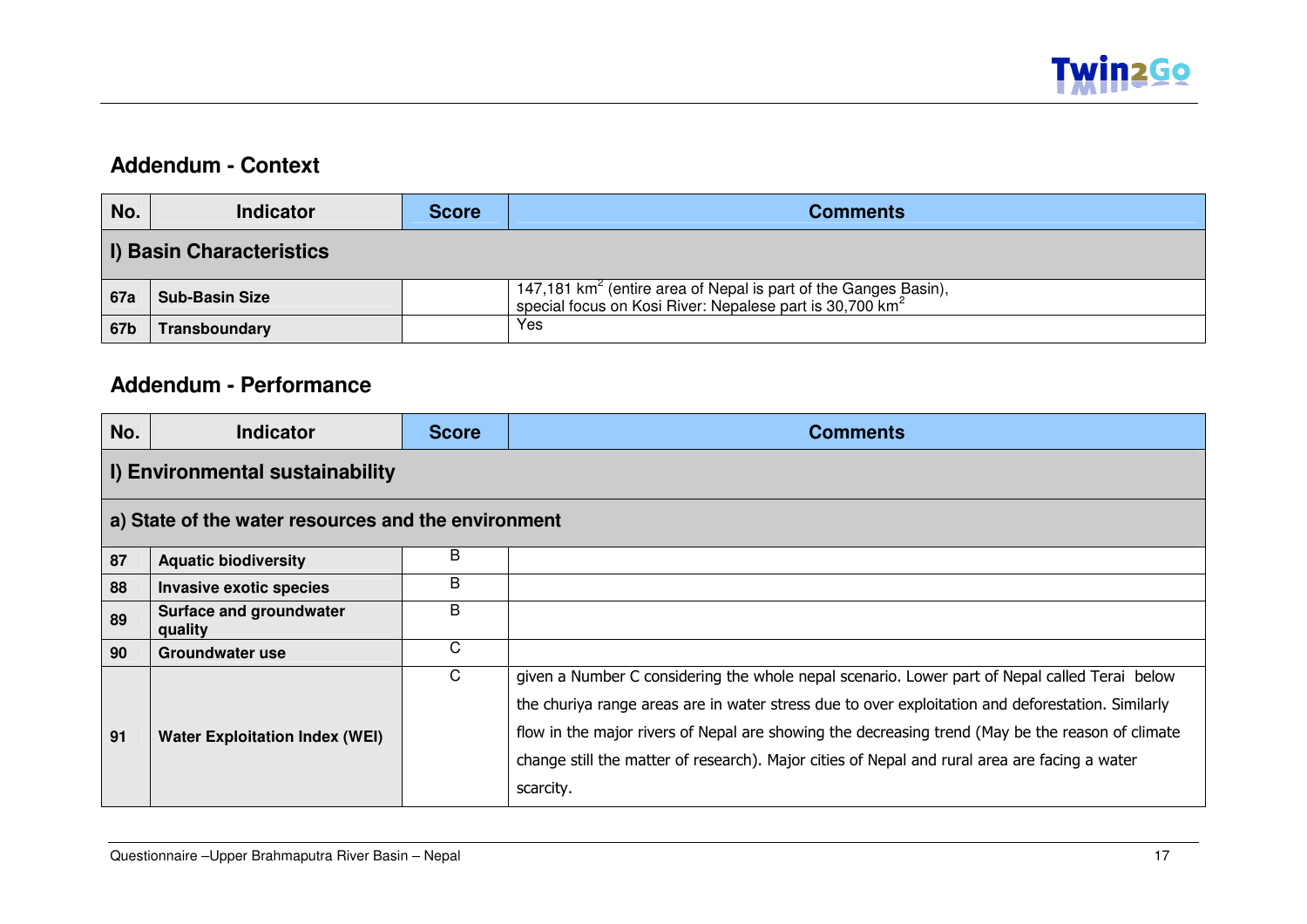## Addendum - Context

| No. | Indicator | Score | Comments |
|---|---|---|---|
| **I) Basin Characteristics** | | | |
| **67a** | **Sub-Basin Size** | | 147,181 km$^2$ (entire area of Nepal is part of the Ganges Basin), special focus on Kosi River: Nepalese part is 30,700 km$^2$ |
| **67b** | **Transboundary** | | Yes |

## Addendum - Performance

| No. | Indicator | Score | Comments |
|---|---|---|---|
| **I) Environmental sustainability** | | | |
| **a) State of the water resources and the environment** | | | |
| **87** | **Aquatic biodiversity** | B | |
| **88** | **Invasive exotic species** | B | |
| **89** | **Surface and groundwater quality** | B | |
| **90** | **Groundwater use** | C | |
| **91** | **Water Exploitation Index (WEI)** | C | given a Number C considering the whole nepal scenario. Lower part of Nepal called Terai below the churiya range areas are in water stress due to over exploitation and deforestation. Similarly flow in the major rivers of Nepal are showing the decreasing trend (May be the reason of climate change still the matter of research). Major cities of Nepal and rural area are facing a water scarcity. |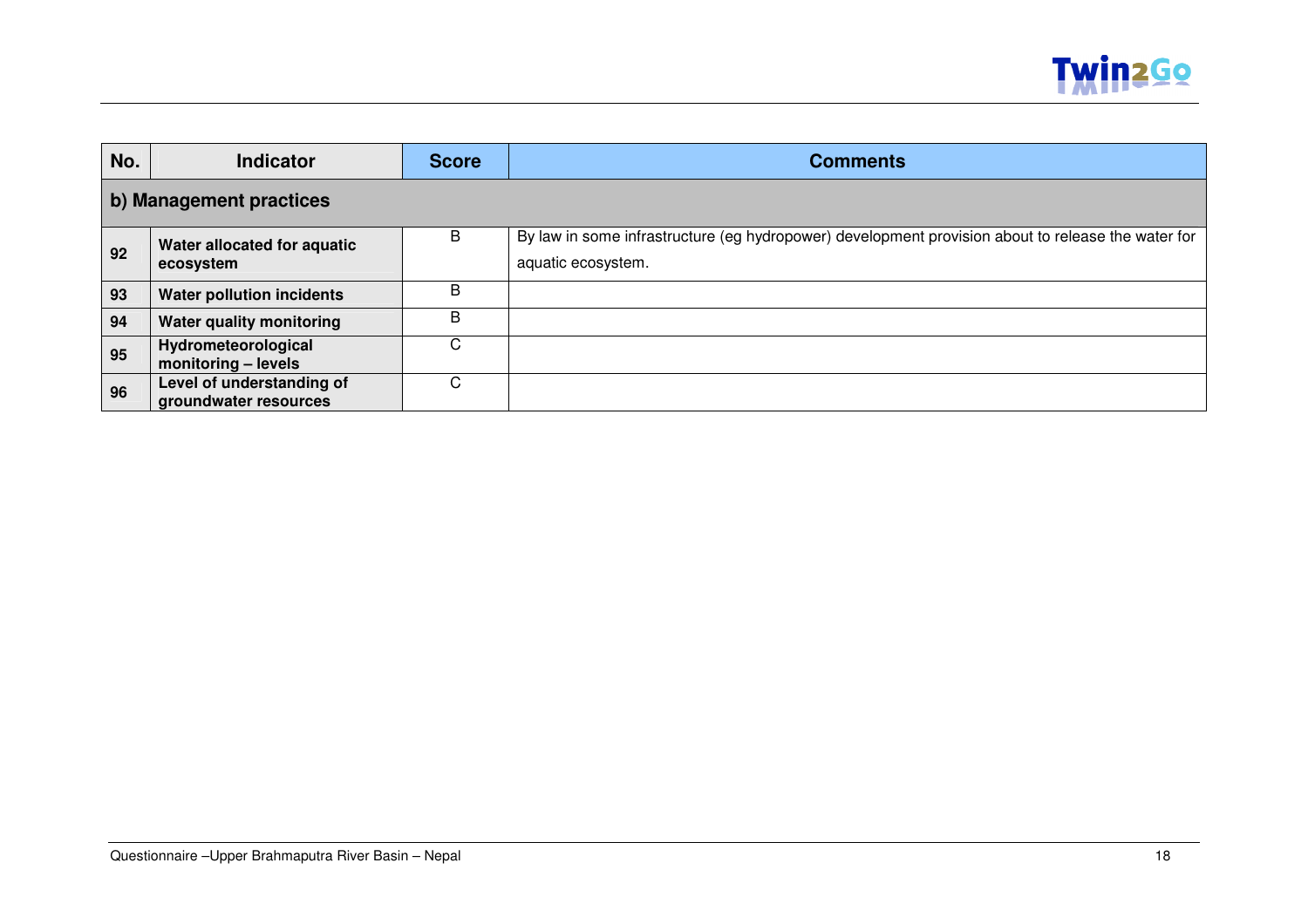| No. | Indicator | Score | Comments |
|---|---|---|---|
| **b) Management practices** | | | |
| 92 | **Water allocated for aquatic ecosystem** | B | By law in some infrastructure (eg hydropower) development provision about to release the water for aquatic ecosystem. |
| 93 | **Water pollution incidents** | B | |
| 94 | **Water quality monitoring** | B | |
| 95 | **Hydrometeorological monitoring – levels** | C | |
| 96 | **Level of understanding of groundwater resources** | C | |